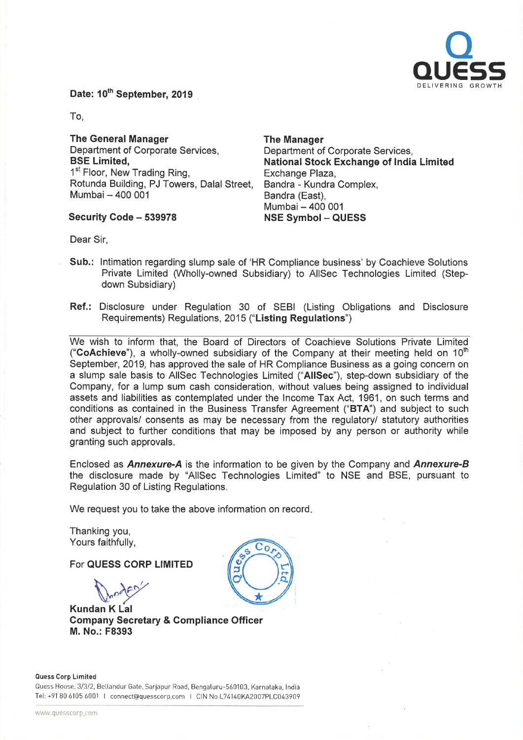**Date: 10th September, 2019**

To,

**The General Manager**
Department of Corporate Services,
**BSE Limited,**
1st Floor, New Trading Ring,
Rotunda Building, PJ Towers, Dalal Street,
Mumbai – 400 001

**Security Code – 539978**

**The Manager**
Department of Corporate Services,
**National Stock Exchange of India Limited**
Exchange Plaza,
Bandra - Kundra Complex,
Bandra (East),
Mumbai – 400 001
**NSE Symbol – QUESS**

Dear Sir,

**Sub.:** Intimation regarding slump sale of 'HR Compliance business' by Coachieve Solutions Private Limited (Wholly-owned Subsidiary) to AllSec Technologies Limited (Step-down Subsidiary)

**Ref.:** Disclosure under Regulation 30 of SEBI (Listing Obligations and Disclosure Requirements) Regulations, 2015 ("**Listing Regulations**")

---

We wish to inform that, the Board of Directors of Coachieve Solutions Private Limited ("**CoAchieve**"), a wholly-owned subsidiary of the Company at their meeting held on 10th September, 2019, has approved the sale of HR Compliance Business as a going concern on a slump sale basis to AllSec Technologies Limited ("**AllSec**"), step-down subsidiary of the Company, for a lump sum cash consideration, without values being assigned to individual assets and liabilities as contemplated under the Income Tax Act, 1961, on such terms and conditions as contained in the Business Transfer Agreement ("**BTA**") and subject to such other approvals/ consents as may be necessary from the regulatory/ statutory authorities and subject to further conditions that may be imposed by any person or authority while granting such approvals.

Enclosed as ***Annexure-A*** is the information to be given by the Company and ***Annexure-B*** the disclosure made by "AllSec Technologies Limited" to NSE and BSE, pursuant to Regulation 30 of Listing Regulations.

We request you to take the above information on record.

Thanking you,
Yours faithfully,

For **QUESS CORP LIMITED**

**Kundan K Lal**
**Company Secretary & Compliance Officer**
**M. No.: F8393**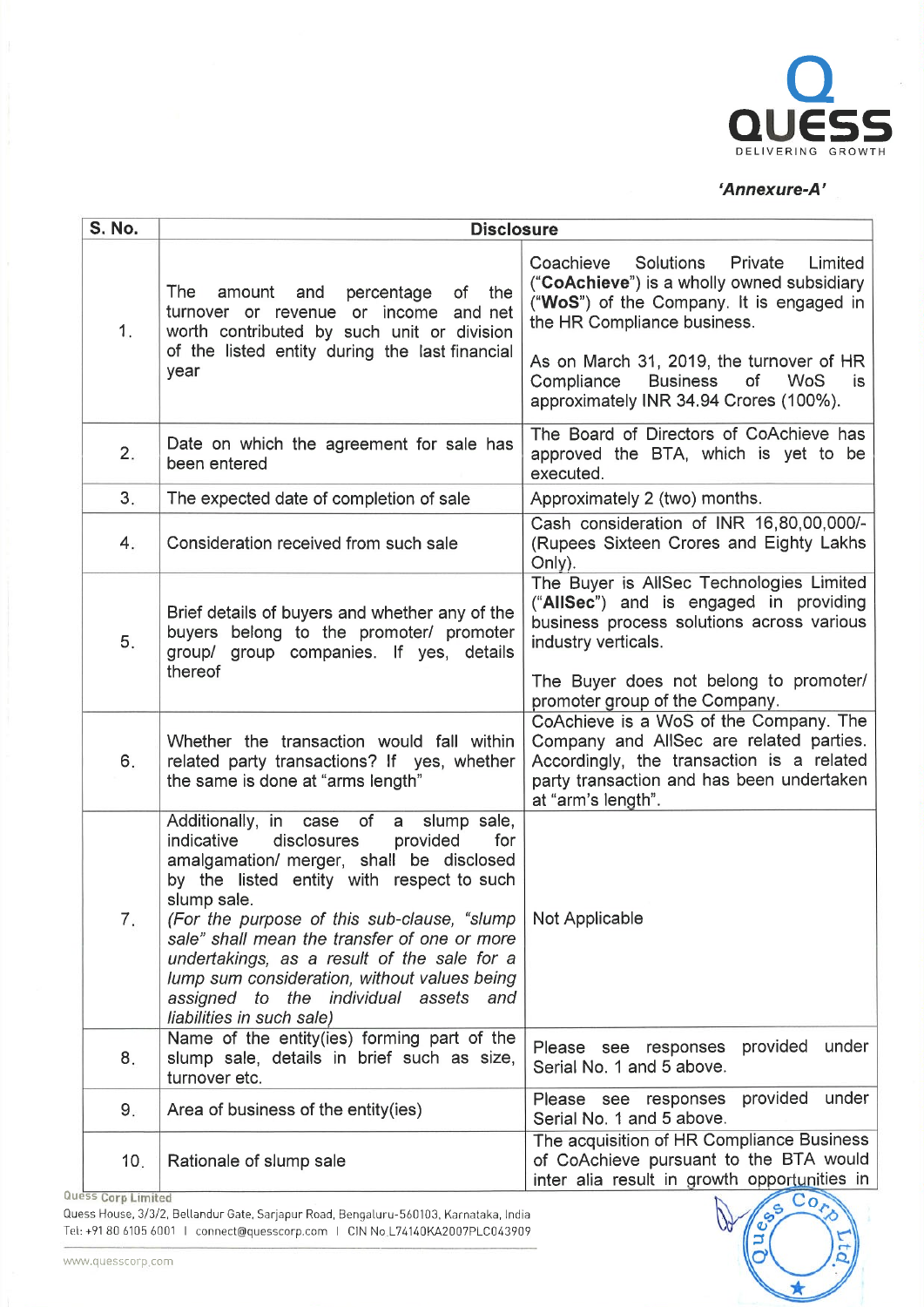*'Annexure-A'*

| S. No. | Disclosure | |
|---|---|---|
| 1. | The amount and percentage of the turnover or revenue or income and net worth contributed by such unit or division of the listed entity during the last financial year | Coachieve Solutions Private Limited ("**CoAchieve**") is a wholly owned subsidiary ("**WoS**") of the Company. It is engaged in the HR Compliance business.<br><br>As on March 31, 2019, the turnover of HR Compliance Business of WoS is approximately INR 34.94 Crores (100%). |
| 2. | Date on which the agreement for sale has been entered | The Board of Directors of CoAchieve has approved the BTA, which is yet to be executed. |
| 3. | The expected date of completion of sale | Approximately 2 (two) months. |
| 4. | Consideration received from such sale | Cash consideration of INR 16,80,00,000/- (Rupees Sixteen Crores and Eighty Lakhs Only). |
| 5. | Brief details of buyers and whether any of the buyers belong to the promoter/ promoter group/ group companies. If yes, details thereof | The Buyer is AllSec Technologies Limited ("**AllSec**") and is engaged in providing business process solutions across various industry verticals.<br><br>The Buyer does not belong to promoter/ promoter group of the Company. |
| 6. | Whether the transaction would fall within related party transactions? If yes, whether the same is done at "arms length" | CoAchieve is a WoS of the Company. The Company and AllSec are related parties. Accordingly, the transaction is a related party transaction and has been undertaken at "arm's length". |
| 7. | Additionally, in case of a slump sale, indicative disclosures provided for amalgamation/ merger, shall be disclosed by the listed entity with respect to such slump sale.<br>*(For the purpose of this sub-clause, "slump sale" shall mean the transfer of one or more undertakings, as a result of the sale for a lump sum consideration, without values being assigned to the individual assets and liabilities in such sale)* | Not Applicable |
| 8. | Name of the entity(ies) forming part of the slump sale, details in brief such as size, turnover etc. | Please see responses provided under Serial No. 1 and 5 above. |
| 9. | Area of business of the entity(ies) | Please see responses provided under Serial No. 1 and 5 above. |
| 10. | Rationale of slump sale | The acquisition of HR Compliance Business of CoAchieve pursuant to the BTA would inter alia result in growth opportunities in |

Quess Corp Limited
Quess House, 3/3/2, Bellandur Gate, Sarjapur Road, Bengaluru-560103, Karnataka, India
Tel: +91 80 6105 6001 | connect@quesscorp.com | CIN No.L74140KA2007PLC043909
www.quesscorp.com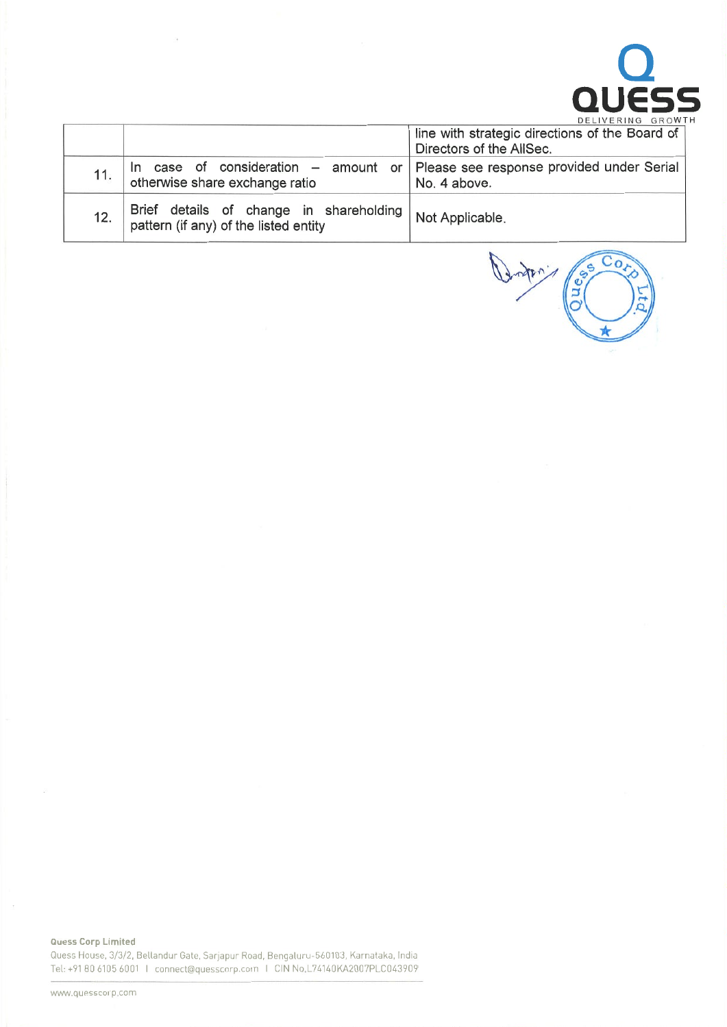| | | |
|---|---|---|
| | | line with strategic directions of the Board of Directors of the AllSec. |
| 11. | In case of consideration – amount or otherwise share exchange ratio | Please see response provided under Serial No. 4 above. |
| 12. | Brief details of change in shareholding pattern (if any) of the listed entity | Not Applicable. |

**Quess Corp Limited**
Quess House, 3/3/2, Bellandur Gate, Sarjapur Road, Bengaluru-560103, Karnataka, India
Tel: +91 80 6105 6001 | connect@quesscorp.com | CIN No.L74140KA2007PLC043909

www.quesscorp.com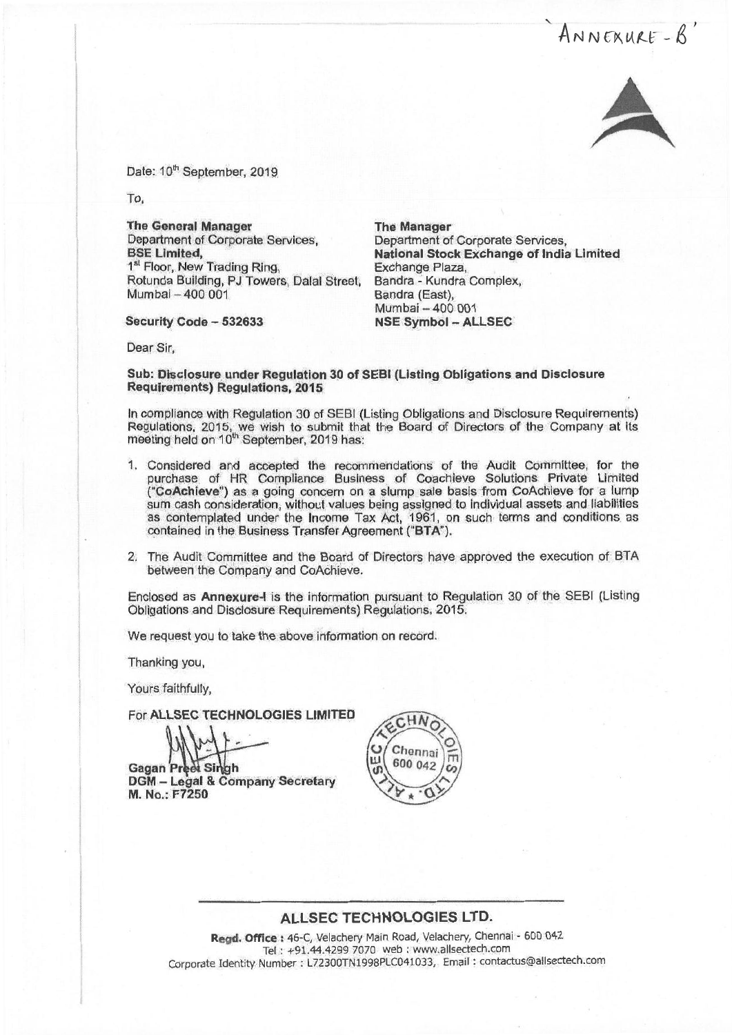'ANNEXURE - B'

Date: 10th September, 2019

To,

**The General Manager**
Department of Corporate Services,
**BSE Limited,**
1st Floor, New Trading Ring,
Rotunda Building, PJ Towers, Dalal Street,
Mumbai – 400 001

**Security Code – 532633**

**The Manager**
Department of Corporate Services,
**National Stock Exchange of India Limited**
Exchange Plaza,
Bandra - Kundra Complex,
Bandra (East),
Mumbai – 400 001
**NSE Symbol – ALLSEC**

Dear Sir,

**Sub: Disclosure under Regulation 30 of SEBI (Listing Obligations and Disclosure Requirements) Regulations, 2015**

In compliance with Regulation 30 of SEBI (Listing Obligations and Disclosure Requirements) Regulations, 2015, we wish to submit that the Board of Directors of the Company at its meeting held on 10th September, 2019 has:

1. Considered and accepted the recommendations of the Audit Committee, for the purchase of HR Compliance Business of Coachieve Solutions Private Limited ("**CoAchieve**") as a going concern on a slump sale basis from CoAchieve for a lump sum cash consideration, without values being assigned to individual assets and liabilities as contemplated under the Income Tax Act, 1961, on such terms and conditions as contained in the Business Transfer Agreement ("**BTA**").
2. The Audit Committee and the Board of Directors have approved the execution of BTA between the Company and CoAchieve.

Enclosed as **Annexure-I** is the information pursuant to Regulation 30 of the SEBI (Listing Obligations and Disclosure Requirements) Regulations, 2015.

We request you to take the above information on record.

Thanking you,

Yours faithfully,

For **ALLSEC TECHNOLOGIES LIMITED**

**Gagan Preet Singh**
**DGM – Legal & Company Secretary**
**M. No.: F7250**

**ALLSEC TECHNOLOGIES LTD.**

**Regd. Office :** 46-C, Velachery Main Road, Velachery, Chennai - 600 042
Tel : +91.44.4299 7070 web : www.allsectech.com
Corporate Identity Number : L72300TN1998PLC041033, Email : contactus@allsectech.com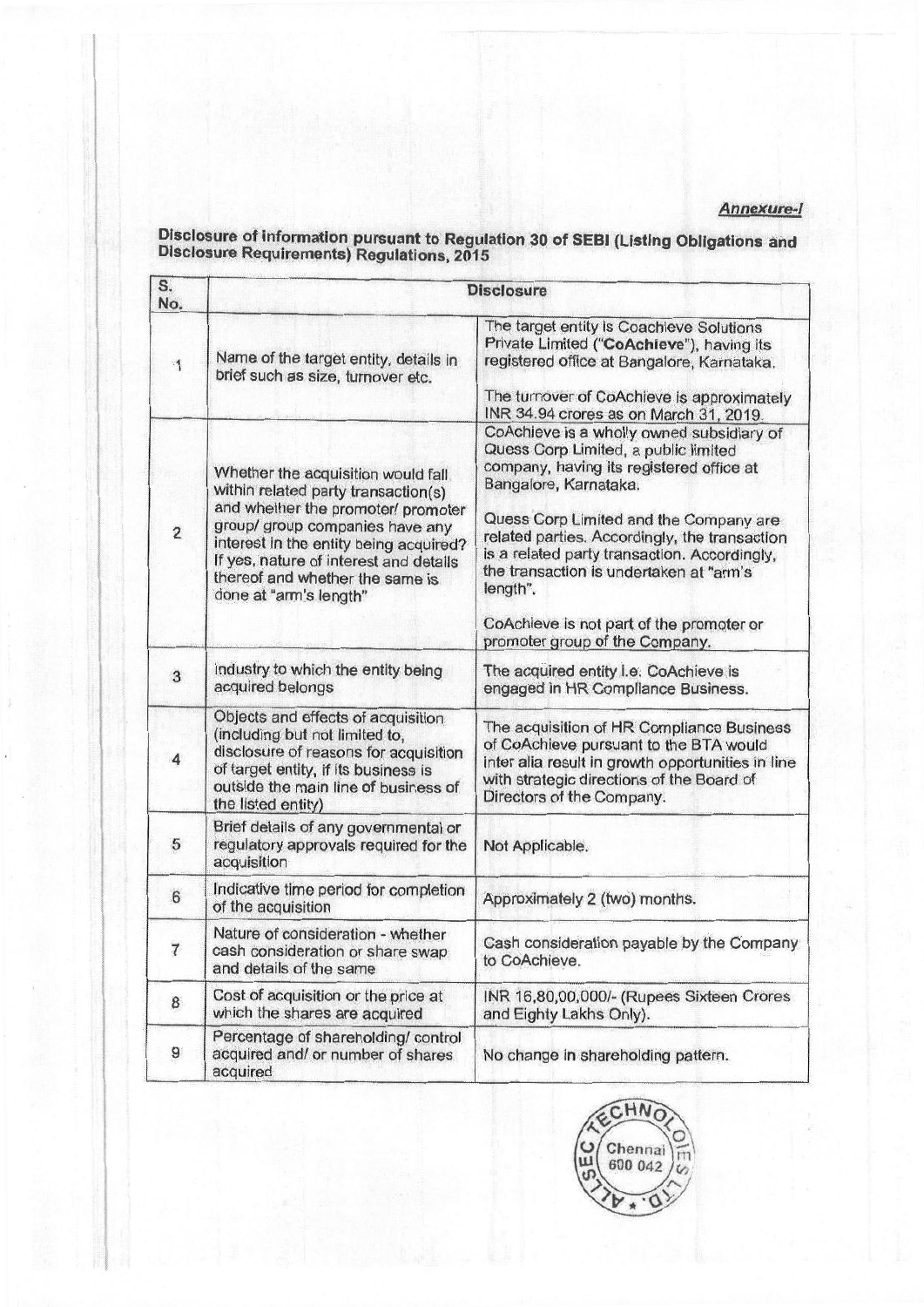***Annexure-I***

**Disclosure of information pursuant to Regulation 30 of SEBI (Listing Obligations and Disclosure Requirements) Regulations, 2015**

| S. No. | Disclosure | |
|---|---|---|
| 1 | Name of the target entity, details in brief such as size, turnover etc. | The target entity is Coachieve Solutions Private Limited ("**CoAchieve**"), having its registered office at Bangalore, Karnataka.<br><br>The turnover of CoAchieve is approximately INR 34.94 crores as on March 31, 2019. |
| 2 | Whether the acquisition would fall within related party transaction(s) and whether the promoter/ promoter group/ group companies have any interest in the entity being acquired? If yes, nature of interest and details thereof and whether the same is done at "arm's length" | CoAchieve is a wholly owned subsidiary of Quess Corp Limited, a public limited company, having its registered office at Bangalore, Karnataka.<br><br>Quess Corp Limited and the Company are related parties. Accordingly, the transaction is a related party transaction. Accordingly, the transaction is undertaken at "arm's length".<br><br>CoAchieve is not part of the promoter or promoter group of the Company. |
| 3 | Industry to which the entity being acquired belongs | The acquired entity i.e. CoAchieve is engaged in HR Compliance Business. |
| 4 | Objects and effects of acquisition (including but not limited to, disclosure of reasons for acquisition of target entity, if its business is outside the main line of business of the listed entity) | The acquisition of HR Compliance Business of CoAchieve pursuant to the BTA would inter alia result in growth opportunities in line with strategic directions of the Board of Directors of the Company. |
| 5 | Brief details of any governmental or regulatory approvals required for the acquisition | Not Applicable. |
| 6 | Indicative time period for completion of the acquisition | Approximately 2 (two) months. |
| 7 | Nature of consideration - whether cash consideration or share swap and details of the same | Cash consideration payable by the Company to CoAchieve. |
| 8 | Cost of acquisition or the price at which the shares are acquired | INR 16,80,00,000/- (Rupees Sixteen Crores and Eighty Lakhs Only). |
| 9 | Percentage of shareholding/ control acquired and/ or number of shares acquired | No change in shareholding pattern. |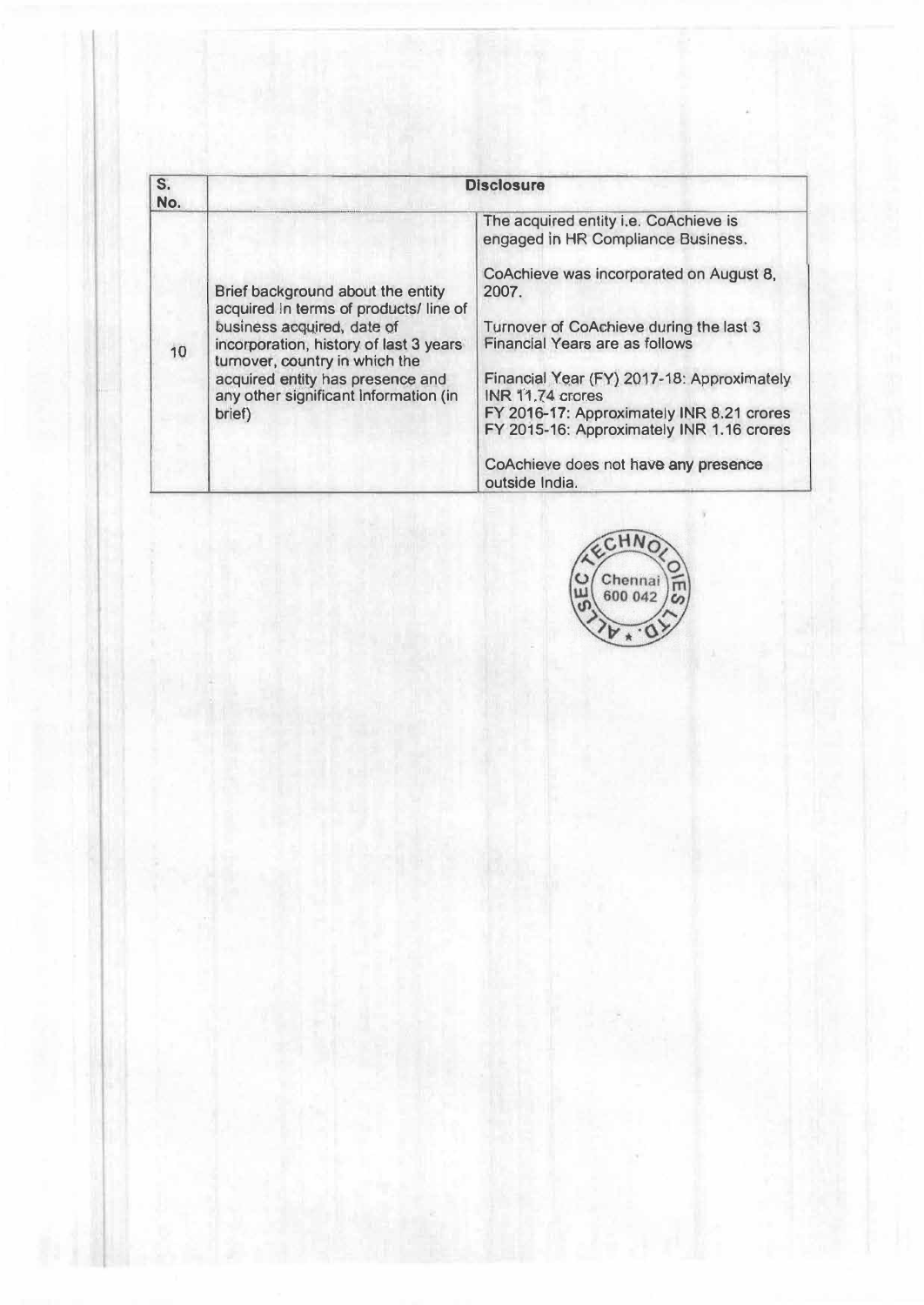| S. No. | Disclosure | |
|---|---|---|
| 10 | Brief background about the entity acquired in terms of products/ line of business acquired, date of incorporation, history of last 3 years turnover, country in which the acquired entity has presence and any other significant information (in brief) | The acquired entity i.e. CoAchieve is engaged in HR Compliance Business.<br><br>CoAchieve was incorporated on August 8, 2007.<br><br>Turnover of CoAchieve during the last 3 Financial Years are as follows<br><br>Financial Year (FY) 2017-18: Approximately INR 11.74 crores<br>FY 2016-17: Approximately INR 8.21 crores<br>FY 2015-16: Approximately INR 1.16 crores<br><br>CoAchieve does not have any presence outside India. |

ALLSEC TECHNOLOGIES LTD. Chennai 600 042